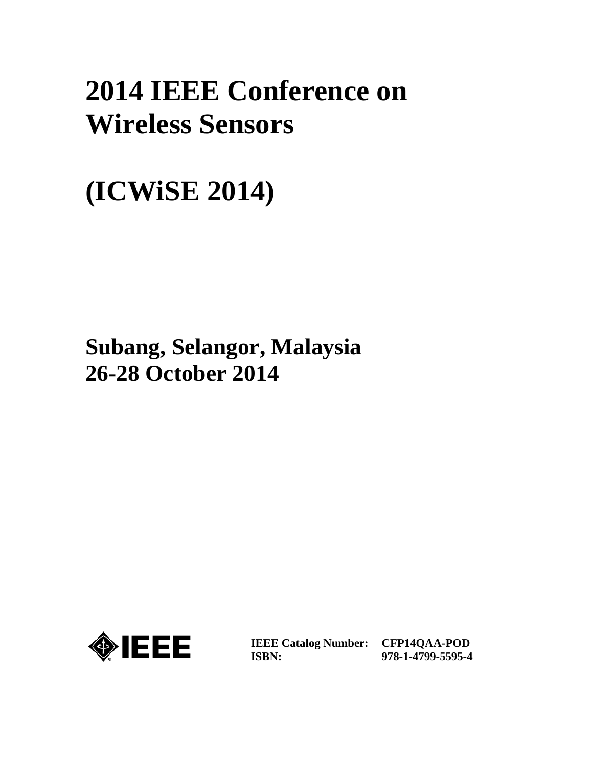# 2014 IEEE Conference on Wireless Sensors

# (ICWiSE 2014)

## Subang, Selangor, Malaysia
## 26-28 October 2014

IEEE

| | |
|---|---|
| **IEEE Catalog Number:** | **CFP14QAA-POD** |
| **ISBN:** | **978-1-4799-5595-4** |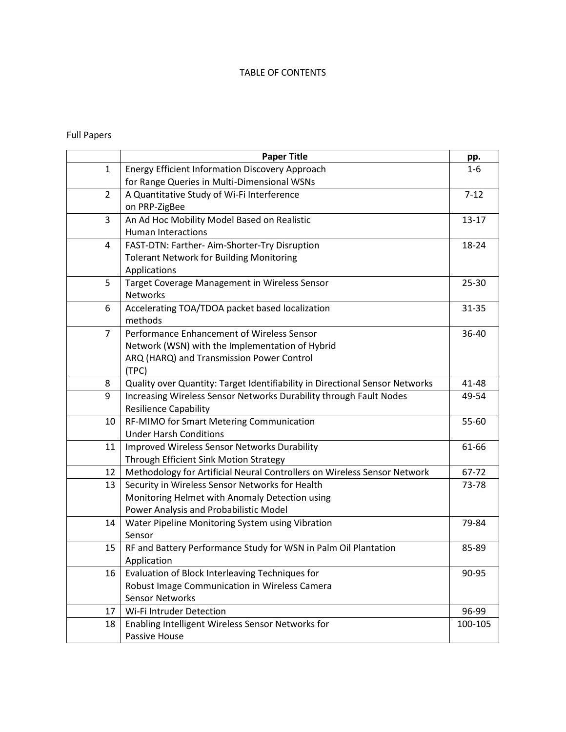# TABLE OF CONTENTS

Full Papers

| | Paper Title | pp. |
|---|---|---|
| 1 | Energy Efficient Information Discovery Approach for Range Queries in Multi-Dimensional WSNs | 1-6 |
| 2 | A Quantitative Study of Wi-Fi Interference on PRP-ZigBee | 7-12 |
| 3 | An Ad Hoc Mobility Model Based on Realistic Human Interactions | 13-17 |
| 4 | FAST-DTN: Farther- Aim-Shorter-Try Disruption Tolerant Network for Building Monitoring Applications | 18-24 |
| 5 | Target Coverage Management in Wireless Sensor Networks | 25-30 |
| 6 | Accelerating TOA/TDOA packet based localization methods | 31-35 |
| 7 | Performance Enhancement of Wireless Sensor Network (WSN) with the Implementation of Hybrid ARQ (HARQ) and Transmission Power Control (TPC) | 36-40 |
| 8 | Quality over Quantity: Target Identifiability in Directional Sensor Networks | 41-48 |
| 9 | Increasing Wireless Sensor Networks Durability through Fault Nodes Resilience Capability | 49-54 |
| 10 | RF-MIMO for Smart Metering Communication Under Harsh Conditions | 55-60 |
| 11 | Improved Wireless Sensor Networks Durability Through Efficient Sink Motion Strategy | 61-66 |
| 12 | Methodology for Artificial Neural Controllers on Wireless Sensor Network | 67-72 |
| 13 | Security in Wireless Sensor Networks for Health Monitoring Helmet with Anomaly Detection using Power Analysis and Probabilistic Model | 73-78 |
| 14 | Water Pipeline Monitoring System using Vibration Sensor | 79-84 |
| 15 | RF and Battery Performance Study for WSN in Palm Oil Plantation Application | 85-89 |
| 16 | Evaluation of Block Interleaving Techniques for Robust Image Communication in Wireless Camera Sensor Networks | 90-95 |
| 17 | Wi-Fi Intruder Detection | 96-99 |
| 18 | Enabling Intelligent Wireless Sensor Networks for Passive House | 100-105 |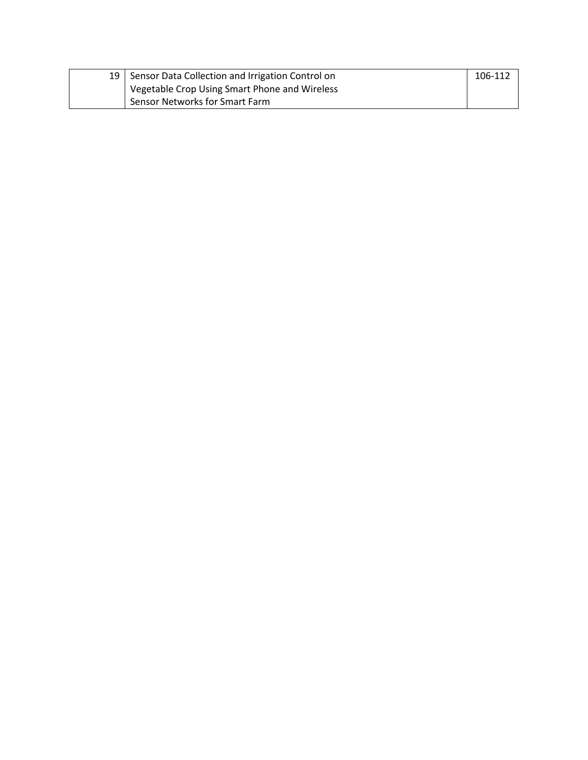| | | |
|---|---|---|
| 19 | Sensor Data Collection and Irrigation Control on Vegetable Crop Using Smart Phone and Wireless Sensor Networks for Smart Farm | 106-112 |